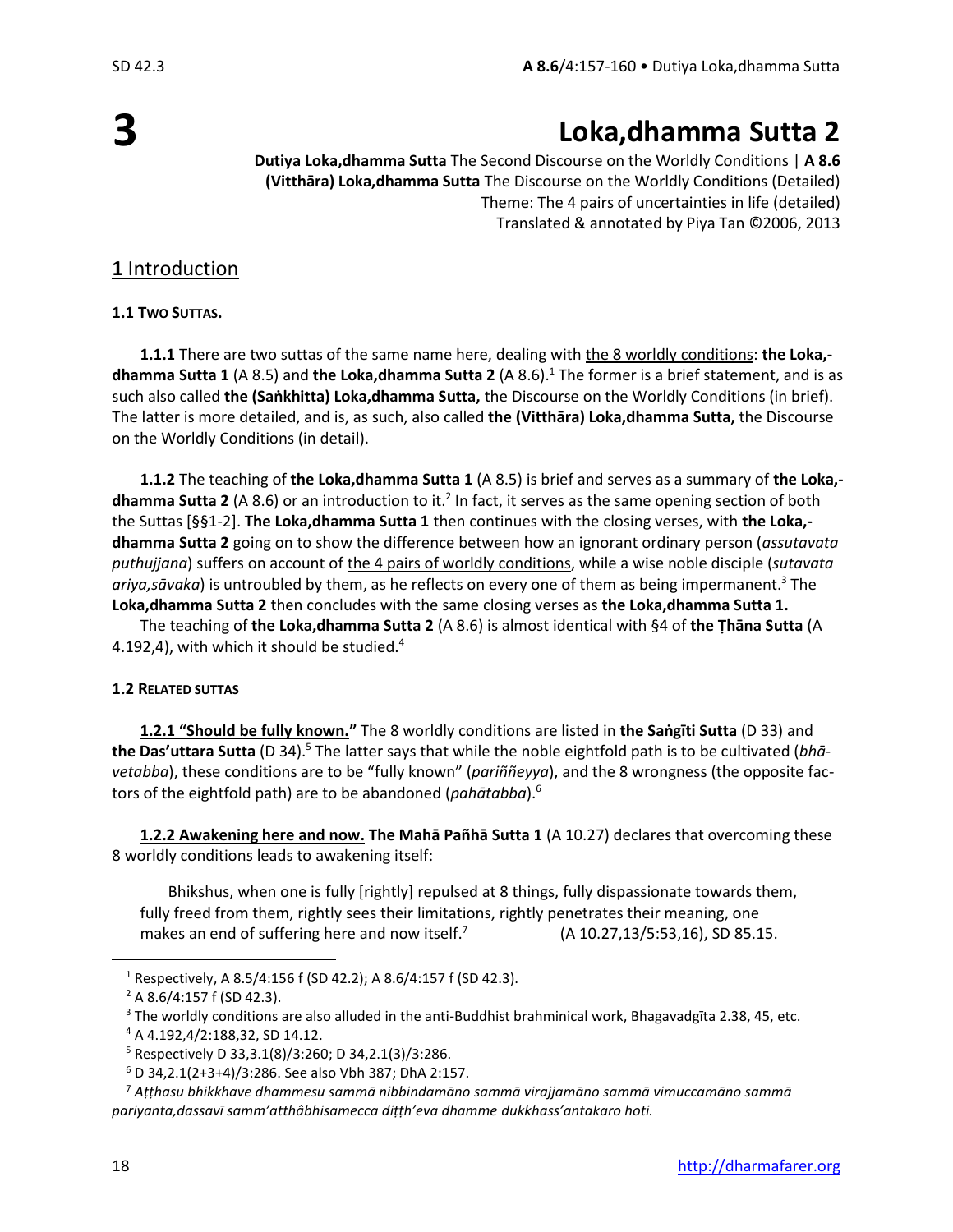# 3

# Loka,dhamma Sutta 2

**Dutiya Loka,dhamma Sutta** The Second Discourse on the Worldly Conditions | **A 8.6**
**(Vitthāra) Loka,dhamma Sutta** The Discourse on the Worldly Conditions (Detailed)
Theme: The 4 pairs of uncertainties in life (detailed)
Translated & annotated by Piya Tan ©2006, 2013

## **1** Introduction

### 1.1 TWO SUTTAS.

**1.1.1** There are two suttas of the same name here, dealing with the 8 worldly conditions: **the Loka,dhamma Sutta 1** (A 8.5) and **the Loka,dhamma Sutta 2** (A 8.6).[1] The former is a brief statement, and is as such also called **the (Saṅkhitta) Loka,dhamma Sutta,** the Discourse on the Worldly Conditions (in brief). The latter is more detailed, and is, as such, also called **the (Vitthāra) Loka,dhamma Sutta,** the Discourse on the Worldly Conditions (in detail).

**1.1.2** The teaching of **the Loka,dhamma Sutta 1** (A 8.5) is brief and serves as a summary of **the Loka,dhamma Sutta 2** (A 8.6) or an introduction to it.[2] In fact, it serves as the same opening section of both the Suttas [§§1-2]. **The Loka,dhamma Sutta 1** then continues with the closing verses, with **the Loka,dhamma Sutta 2** going on to show the difference between how an ignorant ordinary person (*assutavata puthujjana*) suffers on account of the 4 pairs of worldly conditions, while a wise noble disciple (*sutavata ariya,sāvaka*) is untroubled by them, as he reflects on every one of them as being impermanent.[3] The **Loka,dhamma Sutta 2** then concludes with the same closing verses as **the Loka,dhamma Sutta 1.**

The teaching of **the Loka,dhamma Sutta 2** (A 8.6) is almost identical with §4 of **the Ṭhāna Sutta** (A 4.192,4), with which it should be studied.[4]

### 1.2 RELATED SUTTAS

**1.2.1 "Should be fully known."** The 8 worldly conditions are listed in **the Saṅgīti Sutta** (D 33) and **the Das'uttara Sutta** (D 34).[5] The latter says that while the noble eightfold path is to be cultivated (*bhāvetabba*), these conditions are to be "fully known" (*pariññeyya*), and the 8 wrongness (the opposite factors of the eightfold path) are to be abandoned (*pahātabba*).[6]

**1.2.2 Awakening here and now. The Mahā Pañhā Sutta 1** (A 10.27) declares that overcoming these 8 worldly conditions leads to awakening itself:

> Bhikshus, when one is fully [rightly] repulsed at 8 things, fully dispassionate towards them, fully freed from them, rightly sees their limitations, rightly penetrates their meaning, one makes an end of suffering here and now itself.[7] (A 10.27,13/5:53,16), SD 85.15.

---

[1] Respectively, A 8.5/4:156 f (SD 42.2); A 8.6/4:157 f (SD 42.3).

[2] A 8.6/4:157 f (SD 42.3).

[3] The worldly conditions are also alluded in the anti-Buddhist brahminical work, Bhagavadgīta 2.38, 45, etc.

[4] A 4.192,4/2:188,32, SD 14.12.

[5] Respectively D 33,3.1(8)/3:260; D 34,2.1(3)/3:286.

[6] D 34,2.1(2+3+4)/3:286. See also Vbh 387; DhA 2:157.

[7] *Aṭṭhasu bhikkhave dhammesu sammā nibbindamāno sammā virajjamāno sammā vimuccamāno sammā pariyanta,dassavī samm'atthâbhisamecca diṭṭh'eva dhamme dukkhass'antakaro hoti.*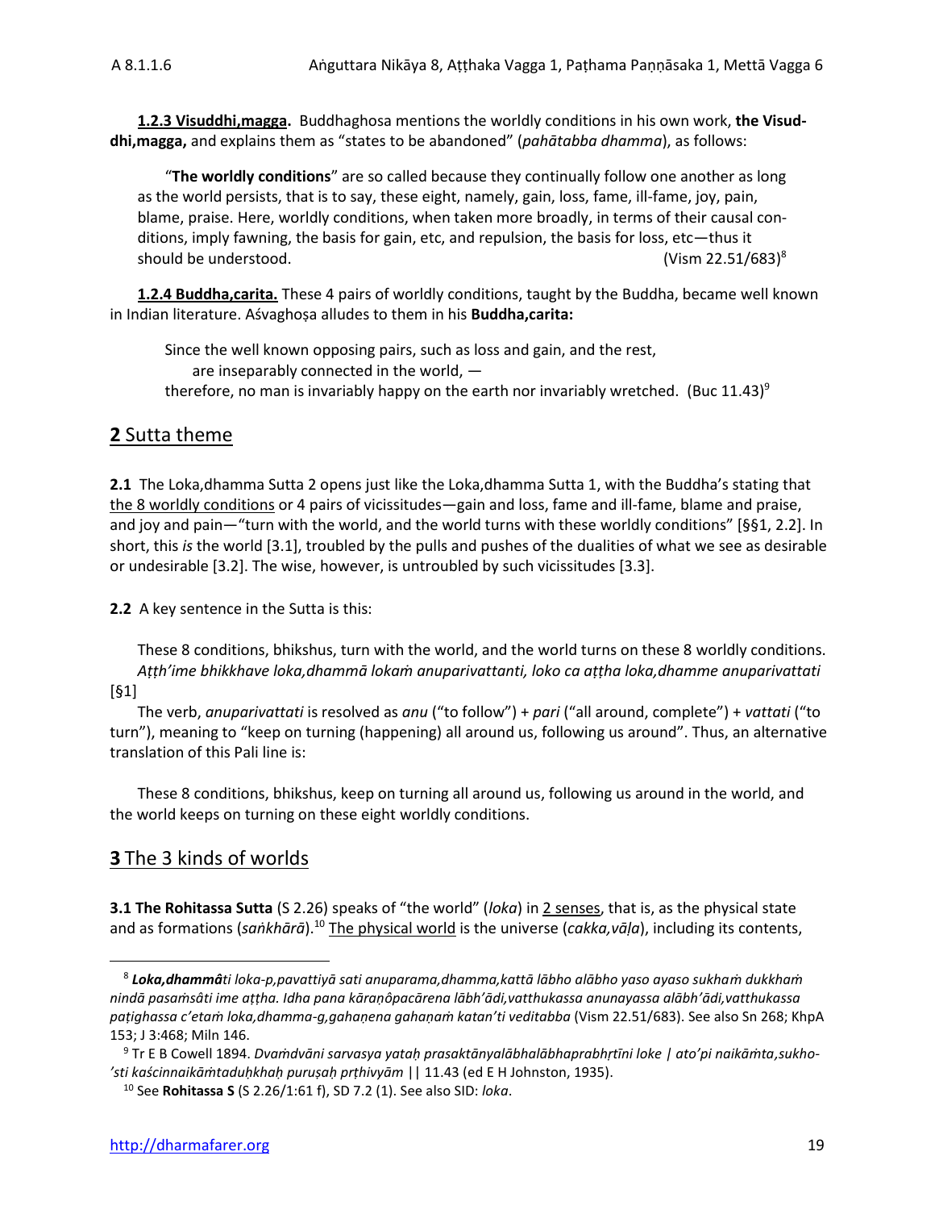**1.2.3 Visuddhi,magga.** Buddhaghosa mentions the worldly conditions in his own work, **the Visuddhi,magga,** and explains them as "states to be abandoned" (*pahātabba dhamma*), as follows:

> "**The worldly conditions**" are so called because they continually follow one another as long as the world persists, that is to say, these eight, namely, gain, loss, fame, ill-fame, joy, pain, blame, praise. Here, worldly conditions, when taken more broadly, in terms of their causal conditions, imply fawning, the basis for gain, etc, and repulsion, the basis for loss, etc—thus it should be understood. (Vism 22.51/683)[8]

**1.2.4 Buddha,carita.** These 4 pairs of worldly conditions, taught by the Buddha, became well known in Indian literature. Aśvaghoṣa alludes to them in his **Buddha,carita:**

> Since the well known opposing pairs, such as loss and gain, and the rest,
> are inseparably connected in the world, —
> therefore, no man is invariably happy on the earth nor invariably wretched. (Buc 11.43)[9]

## 2 Sutta theme

**2.1** The Loka,dhamma Sutta 2 opens just like the Loka,dhamma Sutta 1, with the Buddha's stating that the 8 worldly conditions or 4 pairs of vicissitudes—gain and loss, fame and ill-fame, blame and praise, and joy and pain—"turn with the world, and the world turns with these worldly conditions" [§§1, 2.2]. In short, this *is* the world [3.1], troubled by the pulls and pushes of the dualities of what we see as desirable or undesirable [3.2]. The wise, however, is untroubled by such vicissitudes [3.3].

**2.2** A key sentence in the Sutta is this:

These 8 conditions, bhikshus, turn with the world, and the world turns on these 8 worldly conditions.
*Aṭṭh'ime bhikkhave loka,dhammā lokaṁ anuparivattanti, loko ca aṭṭha loka,dhamme anuparivattati* [§1]

The verb, *anuparivattati* is resolved as *anu* ("to follow") + *pari* ("all around, complete") + *vattati* ("to turn"), meaning to "keep on turning (happening) all around us, following us around". Thus, an alternative translation of this Pali line is:

These 8 conditions, bhikshus, keep on turning all around us, following us around in the world, and the world keeps on turning on these eight worldly conditions.

## 3 The 3 kinds of worlds

**3.1 The Rohitassa Sutta** (S 2.26) speaks of "the world" (*loka*) in 2 senses, that is, as the physical state and as formations (*saṅkhārā*).[10] The physical world is the universe (*cakka,vāḷa*), including its contents,

---

[8] ***Loka,dhammâ****ti loka-p,pavattiyā sati anuparama,dhamma,kattā lābho alābho yaso ayaso sukhaṁ dukkhaṁ nindā pasaṁsâti ime aṭṭha. Idha pana kāraṇôpacārena lābh'ādi,vatthukassa anunayassa alābh'ādi,vatthukassa paṭighassa c'etaṁ loka,dhamma-g,gahaṇena gahaṇaṁ katan'ti veditabba* (Vism 22.51/683). See also Sn 268; KhpA 153; J 3:468; Miln 146.

[9] Tr E B Cowell 1894. *Dvaṁdvāni sarvasya yataḥ prasaktānyalābhalābhaprabhṛtīni loke | ato'pi naikāṁta,sukho-'sti kaścinnaikāṁtaduḥkhaḥ puruṣaḥ pṛthivyām* || 11.43 (ed E H Johnston, 1935).

[10] See **Rohitassa S** (S 2.26/1:61 f), SD 7.2 (1). See also SID: *loka*.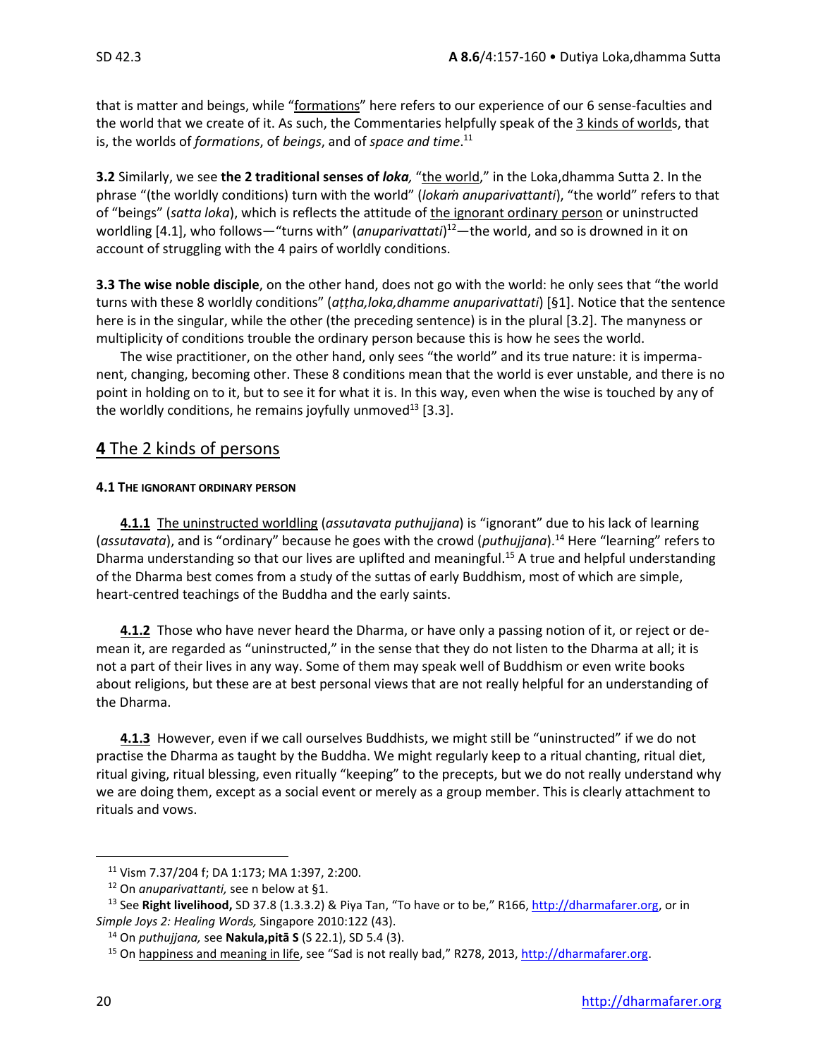that is matter and beings, while "formations" here refers to our experience of our 6 sense-faculties and the world that we create of it. As such, the Commentaries helpfully speak of the 3 kinds of worlds, that is, the worlds of *formations*, of *beings*, and of *space and time*.[11]

**3.2** Similarly, we see **the 2 traditional senses of *loka*,** "the world," in the Loka,dhamma Sutta 2. In the phrase "(the worldly conditions) turn with the world" (*lokaṁ anuparivattanti*), "the world" refers to that of "beings" (*satta loka*), which is reflects the attitude of the ignorant ordinary person or uninstructed worldling [4.1], who follows—"turns with" (*anuparivattati*)[12]—the world, and so is drowned in it on account of struggling with the 4 pairs of worldly conditions.

**3.3 The wise noble disciple**, on the other hand, does not go with the world: he only sees that "the world turns with these 8 worldly conditions" (*aṭṭha,loka,dhamme anuparivattati*) [§1]. Notice that the sentence here is in the singular, while the other (the preceding sentence) is in the plural [3.2]. The manyness or multiplicity of conditions trouble the ordinary person because this is how he sees the world.

The wise practitioner, on the other hand, only sees "the world" and its true nature: it is impermanent, changing, becoming other. These 8 conditions mean that the world is ever unstable, and there is no point in holding on to it, but to see it for what it is. In this way, even when the wise is touched by any of the worldly conditions, he remains joyfully unmoved[13] [3.3].

## 4 The 2 kinds of persons

#### 4.1 The ignorant ordinary person

**4.1.1** The uninstructed worldling (*assutavata puthujjana*) is "ignorant" due to his lack of learning (*assutavata*), and is "ordinary" because he goes with the crowd (*puthujjana*).[14] Here "learning" refers to Dharma understanding so that our lives are uplifted and meaningful.[15] A true and helpful understanding of the Dharma best comes from a study of the suttas of early Buddhism, most of which are simple, heart-centred teachings of the Buddha and the early saints.

**4.1.2** Those who have never heard the Dharma, or have only a passing notion of it, or reject or demean it, are regarded as "uninstructed," in the sense that they do not listen to the Dharma at all; it is not a part of their lives in any way. Some of them may speak well of Buddhism or even write books about religions, but these are at best personal views that are not really helpful for an understanding of the Dharma.

**4.1.3** However, even if we call ourselves Buddhists, we might still be "uninstructed" if we do not practise the Dharma as taught by the Buddha. We might regularly keep to a ritual chanting, ritual diet, ritual giving, ritual blessing, even ritually "keeping" to the precepts, but we do not really understand why we are doing them, except as a social event or merely as a group member. This is clearly attachment to rituals and vows.

---

[11] Vism 7.37/204 f; DA 1:173; MA 1:397, 2:200.

[12] On *anuparivattanti,* see n below at §1.

[13] See **Right livelihood,** SD 37.8 (1.3.3.2) & Piya Tan, "To have or to be," R166, http://dharmafarer.org, or in *Simple Joys 2: Healing Words,* Singapore 2010:122 (43).

[14] On *puthujjana,* see **Nakula,pitā S** (S 22.1), SD 5.4 (3).

[15] On happiness and meaning in life, see "Sad is not really bad," R278, 2013, http://dharmafarer.org.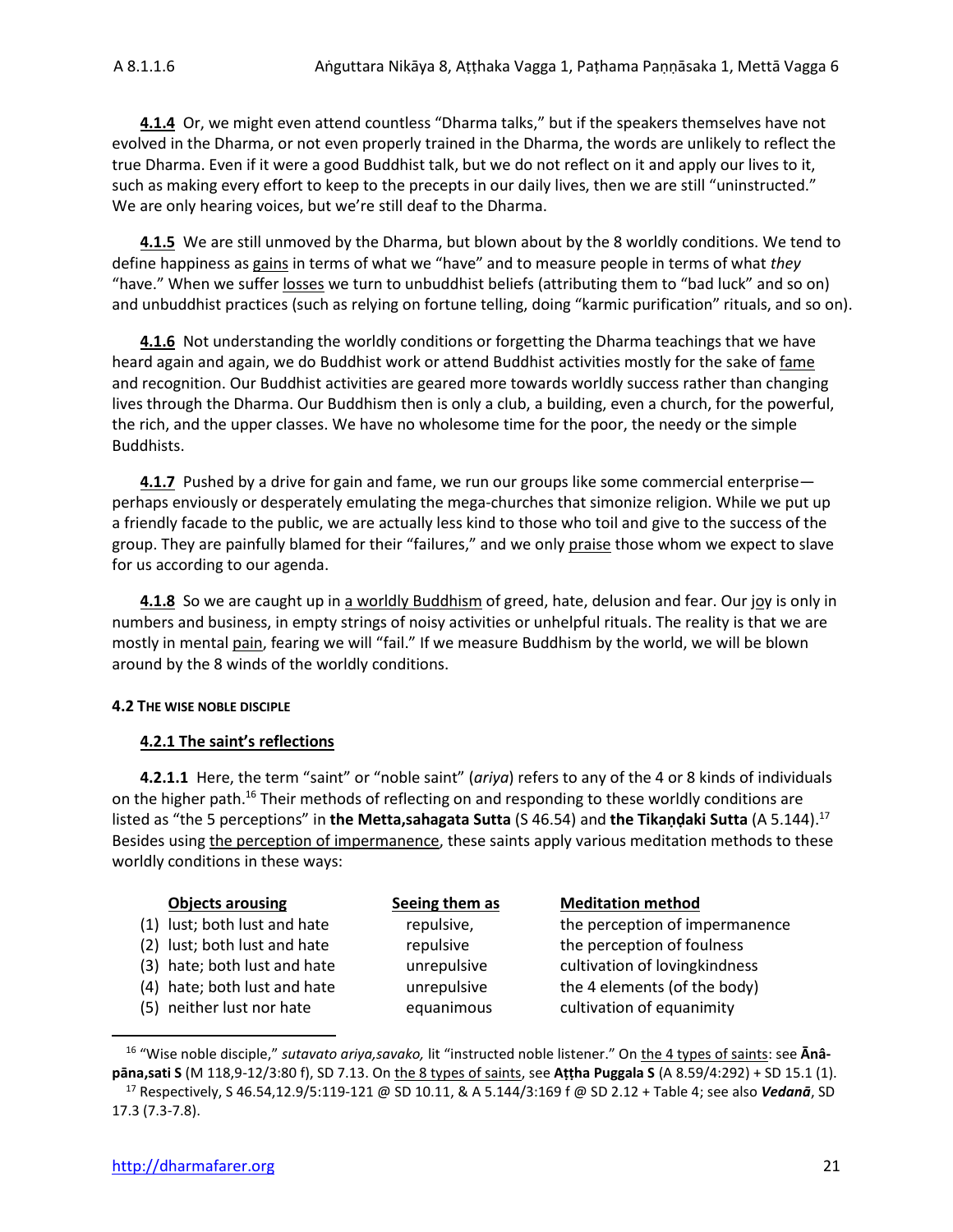**4.1.4** Or, we might even attend countless "Dharma talks," but if the speakers themselves have not evolved in the Dharma, or not even properly trained in the Dharma, the words are unlikely to reflect the true Dharma. Even if it were a good Buddhist talk, but we do not reflect on it and apply our lives to it, such as making every effort to keep to the precepts in our daily lives, then we are still "uninstructed." We are only hearing voices, but we're still deaf to the Dharma.

**4.1.5** We are still unmoved by the Dharma, but blown about by the 8 worldly conditions. We tend to define happiness as gains in terms of what we "have" and to measure people in terms of what *they* "have." When we suffer losses we turn to unbuddhist beliefs (attributing them to "bad luck" and so on) and unbuddhist practices (such as relying on fortune telling, doing "karmic purification" rituals, and so on).

**4.1.6** Not understanding the worldly conditions or forgetting the Dharma teachings that we have heard again and again, we do Buddhist work or attend Buddhist activities mostly for the sake of fame and recognition. Our Buddhist activities are geared more towards worldly success rather than changing lives through the Dharma. Our Buddhism then is only a club, a building, even a church, for the powerful, the rich, and the upper classes. We have no wholesome time for the poor, the needy or the simple Buddhists.

**4.1.7** Pushed by a drive for gain and fame, we run our groups like some commercial enterprise—perhaps enviously or desperately emulating the mega-churches that simonize religion. While we put up a friendly facade to the public, we are actually less kind to those who toil and give to the success of the group. They are painfully blamed for their "failures," and we only praise those whom we expect to slave for us according to our agenda.

**4.1.8** So we are caught up in a worldly Buddhism of greed, hate, delusion and fear. Our joy is only in numbers and business, in empty strings of noisy activities or unhelpful rituals. The reality is that we are mostly in mental pain, fearing we will "fail." If we measure Buddhism by the world, we will be blown around by the 8 winds of the worldly conditions.

#### 4.2 THE WISE NOBLE DISCIPLE

##### 4.2.1 The saint's reflections

**4.2.1.1** Here, the term "saint" or "noble saint" (*ariya*) refers to any of the 4 or 8 kinds of individuals on the higher path.[16] Their methods of reflecting on and responding to these worldly conditions are listed as "the 5 perceptions" in **the Metta,sahagata Sutta** (S 46.54) and **the Tikaṇḍaki Sutta** (A 5.144).[17] Besides using the perception of impermanence, these saints apply various meditation methods to these worldly conditions in these ways:

| | Objects arousing | Seeing them as | Meditation method |
|---|---|---|---|
| (1) | lust; both lust and hate | repulsive, | the perception of impermanence |
| (2) | lust; both lust and hate | repulsive | the perception of foulness |
| (3) | hate; both lust and hate | unrepulsive | cultivation of lovingkindness |
| (4) | hate; both lust and hate | unrepulsive | the 4 elements (of the body) |
| (5) | neither lust nor hate | equanimous | cultivation of equanimity |

[16] "Wise noble disciple," *sutavato ariya,savako,* lit "instructed noble listener." On the 4 types of saints: see **Ānâpāna,sati S** (M 118,9-12/3:80 f), SD 7.13. On the 8 types of saints, see **Aṭṭha Puggala S** (A 8.59/4:292) + SD 15.1 (1).

[17] Respectively, S 46.54,12.9/5:119-121 @ SD 10.11, & A 5.144/3:169 f @ SD 2.12 + Table 4; see also ***Vedanā***, SD 17.3 (7.3-7.8).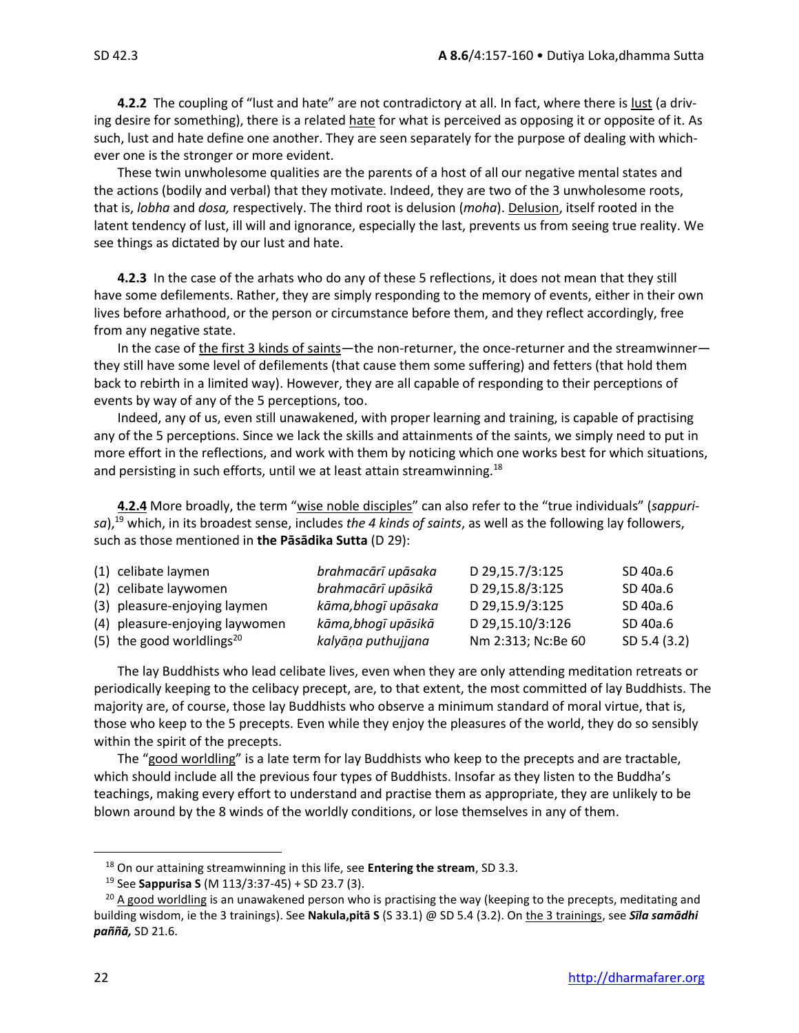**4.2.2** The coupling of "lust and hate" are not contradictory at all. In fact, where there is lust (a driving desire for something), there is a related hate for what is perceived as opposing it or opposite of it. As such, lust and hate define one another. They are seen separately for the purpose of dealing with whichever one is the stronger or more evident.

These twin unwholesome qualities are the parents of a host of all our negative mental states and the actions (bodily and verbal) that they motivate. Indeed, they are two of the 3 unwholesome roots, that is, *lobha* and *dosa,* respectively. The third root is delusion (*moha*). Delusion, itself rooted in the latent tendency of lust, ill will and ignorance, especially the last, prevents us from seeing true reality. We see things as dictated by our lust and hate.

**4.2.3** In the case of the arhats who do any of these 5 reflections, it does not mean that they still have some defilements. Rather, they are simply responding to the memory of events, either in their own lives before arhathood, or the person or circumstance before them, and they reflect accordingly, free from any negative state.

In the case of the first 3 kinds of saints—the non-returner, the once-returner and the streamwinner—they still have some level of defilements (that cause them some suffering) and fetters (that hold them back to rebirth in a limited way). However, they are all capable of responding to their perceptions of events by way of any of the 5 perceptions, too.

Indeed, any of us, even still unawakened, with proper learning and training, is capable of practising any of the 5 perceptions. Since we lack the skills and attainments of the saints, we simply need to put in more effort in the reflections, and work with them by noticing which one works best for which situations, and persisting in such efforts, until we at least attain streamwinning.[18]

**4.2.4** More broadly, the term "wise noble disciples" can also refer to the "true individuals" (*sappurisa*),[19] which, in its broadest sense, includes *the 4 kinds of saints*, as well as the following lay followers, such as those mentioned in **the Pāsādika Sutta** (D 29):

| | | | |
|---|---|---|---|
| (1) celibate laymen | *brahmacārī upāsaka* | D 29,15.7/3:125 | SD 40a.6 |
| (2) celibate laywomen | *brahmacārī upāsikā* | D 29,15.8/3:125 | SD 40a.6 |
| (3) pleasure-enjoying laymen | *kāma,bhogī upāsaka* | D 29,15.9/3:125 | SD 40a.6 |
| (4) pleasure-enjoying laywomen | *kāma,bhogī upāsikā* | D 29,15.10/3:126 | SD 40a.6 |
| (5) the good worldlings[20] | *kalyāṇa puthujjana* | Nm 2:313; Nc:Be 60 | SD 5.4 (3.2) |

The lay Buddhists who lead celibate lives, even when they are only attending meditation retreats or periodically keeping to the celibacy precept, are, to that extent, the most committed of lay Buddhists. The majority are, of course, those lay Buddhists who observe a minimum standard of moral virtue, that is, those who keep to the 5 precepts. Even while they enjoy the pleasures of the world, they do so sensibly within the spirit of the precepts.

The "good worldling" is a late term for lay Buddhists who keep to the precepts and are tractable, which should include all the previous four types of Buddhists. Insofar as they listen to the Buddha's teachings, making every effort to understand and practise them as appropriate, they are unlikely to be blown around by the 8 winds of the worldly conditions, or lose themselves in any of them.

---

[18] On our attaining streamwinning in this life, see **Entering the stream**, SD 3.3.

[19] See **Sappurisa S** (M 113/3:37-45) + SD 23.7 (3).

[20] A good worldling is an unawakened person who is practising the way (keeping to the precepts, meditating and building wisdom, ie the 3 trainings). See **Nakula,pitā S** (S 33.1) @ SD 5.4 (3.2). On the 3 trainings, see ***Sīla samādhi paññā,*** SD 21.6.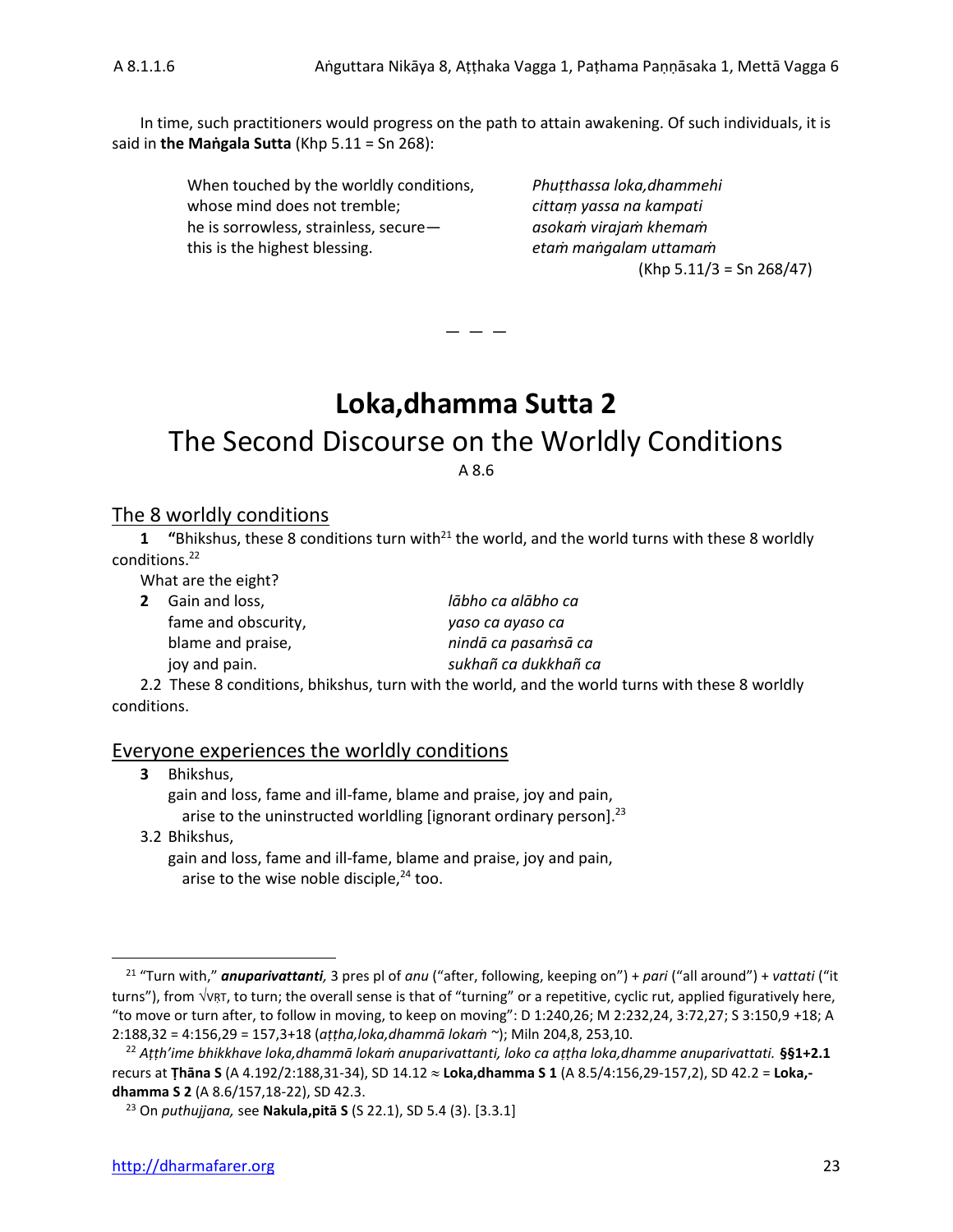In time, such practitioners would progress on the path to attain awakening. Of such individuals, it is said in **the Maṅgala Sutta** (Khp 5.11 = Sn 268):

| | |
|---|---|
| When touched by the worldly conditions, | *Phuṭṭhassa loka,dhammehi* |
| whose mind does not tremble; | *cittaṃ yassa na kampati* |
| he is sorrowless, strainless, secure— | *asokaṁ virajaṁ khemaṁ* |
| this is the highest blessing. | *etaṁ maṅgalam uttamaṁ* |

(Khp 5.11/3 = Sn 268/47)

— — —

# Loka,dhamma Sutta 2

## The Second Discourse on the Worldly Conditions

A 8.6

### The 8 worldly conditions

**1** **"**Bhikshus, these 8 conditions turn with[21] the world, and the world turns with these 8 worldly conditions.[22]

What are the eight?

**2** Gain and loss, — *lābho ca alābho ca*
fame and obscurity, — *yaso ca ayaso ca*
blame and praise, — *nindā ca pasaṁsā ca*
joy and pain. — *sukhañ ca dukkhañ ca*

2.2 These 8 conditions, bhikshus, turn with the world, and the world turns with these 8 worldly conditions.

### Everyone experiences the worldly conditions

**3** Bhikshus,
gain and loss, fame and ill-fame, blame and praise, joy and pain,
arise to the uninstructed worldling [ignorant ordinary person].[23]

3.2 Bhikshus,
gain and loss, fame and ill-fame, blame and praise, joy and pain,
arise to the wise noble disciple,[24] too.

---

[21] "Turn with," ***anuparivattanti,*** 3 pres pl of *anu* ("after, following, keeping on") + *pari* ("all around") + *vattati* ("it turns"), from √VṚT, to turn; the overall sense is that of "turning" or a repetitive, cyclic rut, applied figuratively here, "to move or turn after, to follow in moving, to keep on moving": D 1:240,26; M 2:232,24, 3:72,27; S 3:150,9 +18; A 2:188,32 = 4:156,29 = 157,3+18 (*aṭṭha,loka,dhammā lokaṁ* ~); Miln 204,8, 253,10.

[22] *Aṭṭh'ime bhikkhave loka,dhammā lokaṁ anuparivattanti, loko ca aṭṭha loka,dhamme anuparivattati.* **§§1+2.1** recurs at **Ṭhāna S** (A 4.192/2:188,31-34), SD 14.12 ≈ **Loka,dhamma S 1** (A 8.5/4:156,29-157,2), SD 42.2 = **Loka,-dhamma S 2** (A 8.6/157,18-22), SD 42.3.

[23] On *puthujjana,* see **Nakula,pitā S** (S 22.1), SD 5.4 (3). [3.3.1]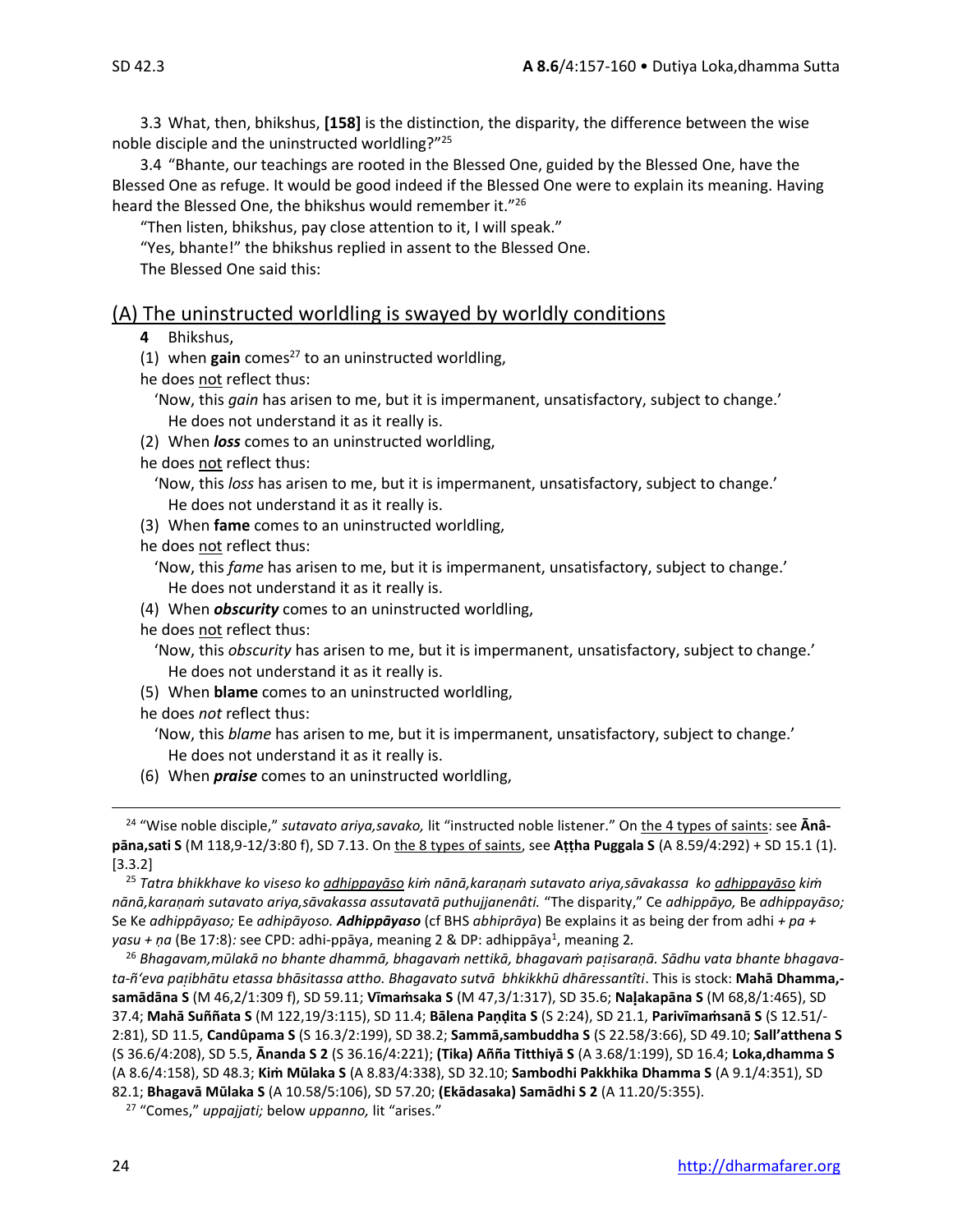3.3 What, then, bhikshus, **[158]** is the distinction, the disparity, the difference between the wise noble disciple and the uninstructed worldling?"[25]

3.4 "Bhante, our teachings are rooted in the Blessed One, guided by the Blessed One, have the Blessed One as refuge. It would be good indeed if the Blessed One were to explain its meaning. Having heard the Blessed One, the bhikshus would remember it."[26]

"Then listen, bhikshus, pay close attention to it, I will speak."

"Yes, bhante!" the bhikshus replied in assent to the Blessed One.

The Blessed One said this:

## (A) The uninstructed worldling is swayed by worldly conditions

**4** Bhikshus,

(1) when **gain** comes[27] to an uninstructed worldling,

he does not reflect thus:

'Now, this *gain* has arisen to me, but it is impermanent, unsatisfactory, subject to change.'

He does not understand it as it really is.

(2) When ***loss*** comes to an uninstructed worldling,

he does not reflect thus:

'Now, this *loss* has arisen to me, but it is impermanent, unsatisfactory, subject to change.'

He does not understand it as it really is.

(3) When **fame** comes to an uninstructed worldling,

he does not reflect thus:

'Now, this *fame* has arisen to me, but it is impermanent, unsatisfactory, subject to change.'

He does not understand it as it really is.

(4) When ***obscurity*** comes to an uninstructed worldling,

he does not reflect thus:

'Now, this *obscurity* has arisen to me, but it is impermanent, unsatisfactory, subject to change.'

He does not understand it as it really is.

(5) When **blame** comes to an uninstructed worldling,

he does *not* reflect thus:

'Now, this *blame* has arisen to me, but it is impermanent, unsatisfactory, subject to change.'

He does not understand it as it really is.

(6) When ***praise*** comes to an uninstructed worldling,

---

[24] "Wise noble disciple," *sutavato ariya,savako,* lit "instructed noble listener." On the 4 types of saints: see **Ānâpāna,sati S** (M 118,9-12/3:80 f), SD 7.13. On the 8 types of saints, see **Aṭṭha Puggala S** (A 8.59/4:292) + SD 15.1 (1). [3.3.2]

[25] *Tatra bhikkhave ko viseso ko adhippayāso kiṁ nānā,karaṇaṁ sutavato ariya,sāvakassa ko adhippayāso kiṁ nānā,karaṇaṁ sutavato ariya,sāvakassa assutavatā puthujjanenâti.* "The disparity," Ce *adhippāyo,* Be *adhippayāso;* Se Ke *adhippāyaso;* Ee *adhipāyoso.* ***Adhippāyaso*** (cf BHS *abhiprāya*) Be explains it as being der from *adhi + pa + yasu + ṇa* (Be 17:8)*:* see CPD: adhi-ppāya, meaning 2 & DP: adhippāya[1], meaning 2.

[26] *Bhagavam,mūlakā no bhante dhammā, bhagavaṁ nettikā, bhagavaṁ paṭisaraṇā. Sādhu vata bhante bhagavata-ñ'eva paṭibhātu etassa bhāsitassa attho. Bhagavato sutvā bhkikkhū dhāressantîti*. This is stock: **Mahā Dhamma,-samādāna S** (M 46,2/1:309 f), SD 59.11; **Vīmaṁsaka S** (M 47,3/1:317), SD 35.6; **Naḷakapāna S** (M 68,8/1:465), SD 37.4; **Mahā Suññata S** (M 122,19/3:115), SD 11.4; **Bālena Paṇḍita S** (S 2:24), SD 21.1, **Parivīmaṁsanā S** (S 12.51/-2:81), SD 11.5, **Candûpama S** (S 16.3/2:199), SD 38.2; **Sammā,sambuddha S** (S 22.58/3:66), SD 49.10; **Sall'atthena S** (S 36.6/4:208), SD 5.5, **Ānanda S 2** (S 36.16/4:221); **(Tika) Añña Titthiyā S** (A 3.68/1:199), SD 16.4; **Loka,dhamma S** (A 8.6/4:158), SD 48.3; **Kiṁ Mūlaka S** (A 8.83/4:338), SD 32.10; **Sambodhi Pakkhika Dhamma S** (A 9.1/4:351), SD 82.1; **Bhagavā Mūlaka S** (A 10.58/5:106), SD 57.20; **(Ekādasaka) Samādhi S 2** (A 11.20/5:355).

[27] "Comes," *uppajjati;* below *uppanno,* lit "arises."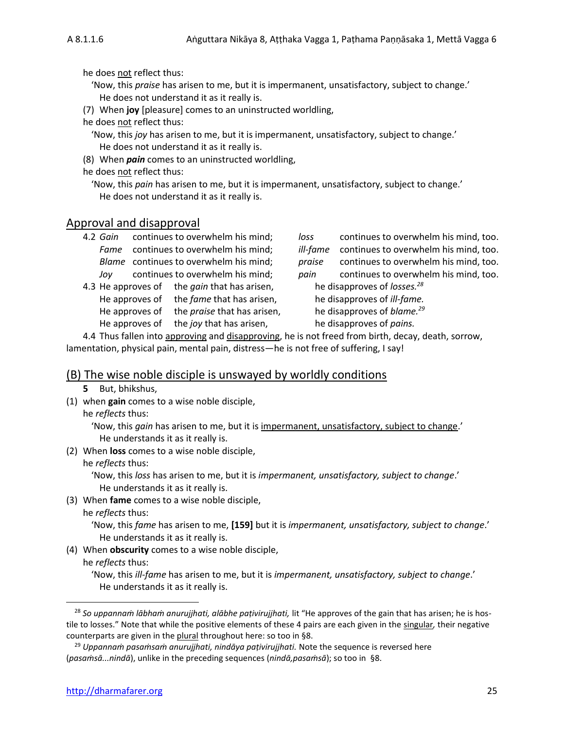he does not reflect thus:

'Now, this *praise* has arisen to me, but it is impermanent, unsatisfactory, subject to change.'
He does not understand it as it really is.

(7) When **joy** [pleasure] comes to an uninstructed worldling,
he does not reflect thus:

'Now, this *joy* has arisen to me, but it is impermanent, unsatisfactory, subject to change.'
He does not understand it as it really is.

(8) When ***pain*** comes to an uninstructed worldling,
he does not reflect thus:

'Now, this *pain* has arisen to me, but it is impermanent, unsatisfactory, subject to change.'
He does not understand it as it really is.

## Approval and disapproval

4.2 *Gain* continues to overwhelm his mind; *loss* continues to overwhelm his mind, too.
*Fame* continues to overwhelm his mind; *ill-fame* continues to overwhelm his mind, too.
*Blame* continues to overwhelm his mind; *praise* continues to overwhelm his mind, too.
*Joy* continues to overwhelm his mind; *pain* continues to overwhelm his mind, too.

4.3 He approves of the *gain* that has arisen, he disapproves of *losses.*[28]
He approves of the *fame* that has arisen, he disapproves of *ill-fame.*
He approves of the *praise* that has arisen, he disapproves of *blame.*[29]
He approves of the *joy* that has arisen, he disapproves of *pains.*

4.4 Thus fallen into approving and disapproving, he is not freed from birth, decay, death, sorrow, lamentation, physical pain, mental pain, distress—he is not free of suffering, I say!

## (B) The wise noble disciple is unswayed by worldly conditions

**5** But, bhikshus,

(1) when **gain** comes to a wise noble disciple,
he *reflects* thus:

'Now, this *gain* has arisen to me, but it is impermanent, unsatisfactory, subject to change.'
He understands it as it really is.

(2) When **loss** comes to a wise noble disciple,
he *reflects* thus:

'Now, this *loss* has arisen to me, but it is *impermanent, unsatisfactory, subject to change*.'
He understands it as it really is.

(3) When **fame** comes to a wise noble disciple,
he *reflects* thus:

'Now, this *fame* has arisen to me, **[159]** but it is *impermanent, unsatisfactory, subject to change*.'
He understands it as it really is.

(4) When **obscurity** comes to a wise noble disciple,
he *reflects* thus:

'Now, this *ill-fame* has arisen to me, but it is *impermanent, unsatisfactory, subject to change*.'
He understands it as it really is.

---

[28] *So uppannaṁ lābhaṁ anurujjhati, alābhe paṭivirujjhati,* lit "He approves of the gain that has arisen; he is hostile to losses." Note that while the positive elements of these 4 pairs are each given in the singular, their negative counterparts are given in the plural throughout here: so too in §8.

[29] *Uppannaṁ pasaṁsaṁ anurujjhati, nindāya paṭivirujjhati.* Note the sequence is reversed here (*pasaṁsā...nindā*), unlike in the preceding sequences (*nindā,pasaṁsā*); so too in §8.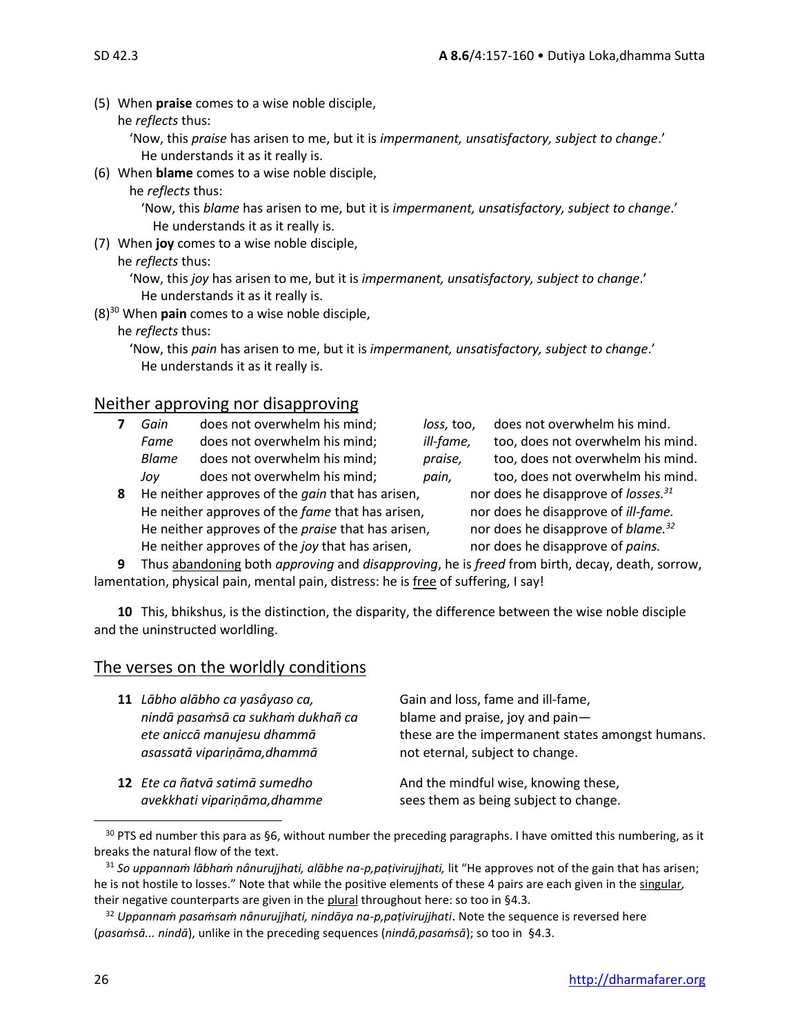(5) When **praise** comes to a wise noble disciple,
he *reflects* thus:
'Now, this *praise* has arisen to me, but it is *impermanent, unsatisfactory, subject to change*.'
He understands it as it really is.

(6) When **blame** comes to a wise noble disciple,
he *reflects* thus:
'Now, this *blame* has arisen to me, but it is *impermanent, unsatisfactory, subject to change*.'
He understands it as it really is.

(7) When **joy** comes to a wise noble disciple,
he *reflects* thus:
'Now, this *joy* has arisen to me, but it is *impermanent, unsatisfactory, subject to change*.'
He understands it as it really is.

(8)[30] When **pain** comes to a wise noble disciple,
he *reflects* thus:
'Now, this *pain* has arisen to me, but it is *impermanent, unsatisfactory, subject to change*.'
He understands it as it really is.

## Neither approving nor disapproving

**7** *Gain* does not overwhelm his mind; *loss,* too, does not overwhelm his mind.
*Fame* does not overwhelm his mind; *ill-fame,* too, does not overwhelm his mind.
*Blame* does not overwhelm his mind; *praise,* too, does not overwhelm his mind.
*Joy* does not overwhelm his mind; *pain,* too, does not overwhelm his mind.

**8** He neither approves of the *gain* that has arisen, nor does he disapprove of *losses.*[31]
He neither approves of the *fame* that has arisen, nor does he disapprove of *ill-fame.*
He neither approves of the *praise* that has arisen, nor does he disapprove of *blame.*[32]
He neither approves of the *joy* that has arisen, nor does he disapprove of *pains.*

**9** Thus abandoning both *approving* and *disapproving*, he is *freed* from birth, decay, death, sorrow, lamentation, physical pain, mental pain, distress: he is free of suffering, I say!

**10** This, bhikshus, is the distinction, the disparity, the difference between the wise noble disciple and the uninstructed worldling.

## The verses on the worldly conditions

| | | |
|---|---|---|
| **11** | *Lābho alābho ca yasâyaso ca,* | Gain and loss, fame and ill-fame, |
| | *nindā pasaṁsā ca sukhaṁ dukhañ ca* | blame and praise, joy and pain— |
| | *ete aniccā manujesu dhammā* | these are the impermanent states amongst humans. |
| | *asassatā vipariṇāma,dhammā* | not eternal, subject to change. |
| **12** | *Ete ca ñatvā satimā sumedho* | And the mindful wise, knowing these, |
| | *avekkhati vipariṇāma,dhamme* | sees them as being subject to change. |

---

[30] PTS ed number this para as §6, without number the preceding paragraphs. I have omitted this numbering, as it breaks the natural flow of the text.

[31] *So uppannaṁ lābhaṁ nânurujjhati, alābhe na-p,paṭivirujjhati,* lit "He approves not of the gain that has arisen; he is not hostile to losses." Note that while the positive elements of these 4 pairs are each given in the singular, their negative counterparts are given in the plural throughout here: so too in §4.3.

[32] *Uppannaṁ pasaṁsaṁ nânurujjhati, nindāya na-p,paṭivirujjhati*. Note the sequence is reversed here (*pasaṁsā... nindā*), unlike in the preceding sequences (*nindā,pasaṁsā*); so too in §4.3.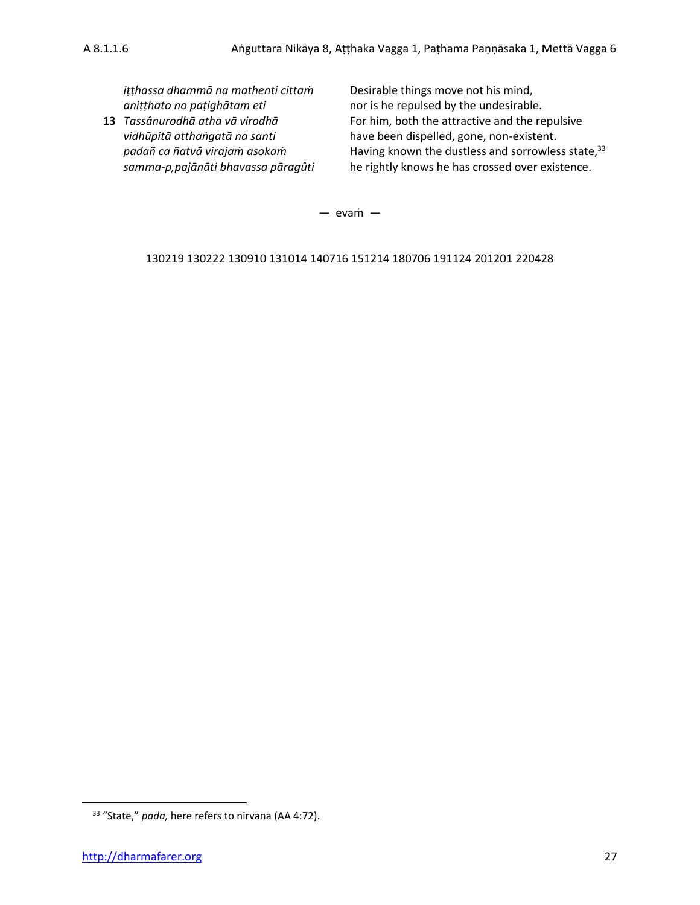*iṭṭhassa dhammā na mathenti cittaṁ* Desirable things move not his mind,
*aniṭṭhato no paṭighātam eti* nor is he repulsed by the undesirable.

**13** *Tassânurodhā atha vā virodhā* For him, both the attractive and the repulsive
*vidhūpitā atthaṅgatā na santi* have been dispelled, gone, non-existent.
*padañ ca ñatvā virajaṁ asokaṁ* Having known the dustless and sorrowless state,[33]
*samma-p,pajānāti bhavassa pāragûti* he rightly knows he has crossed over existence.

— evaṁ —

130219 130222 130910 131014 140716 151214 180706 191124 201201 220428

---

[33] "State," *pada,* here refers to nirvana (AA 4:72).

http://dharmafarer.org